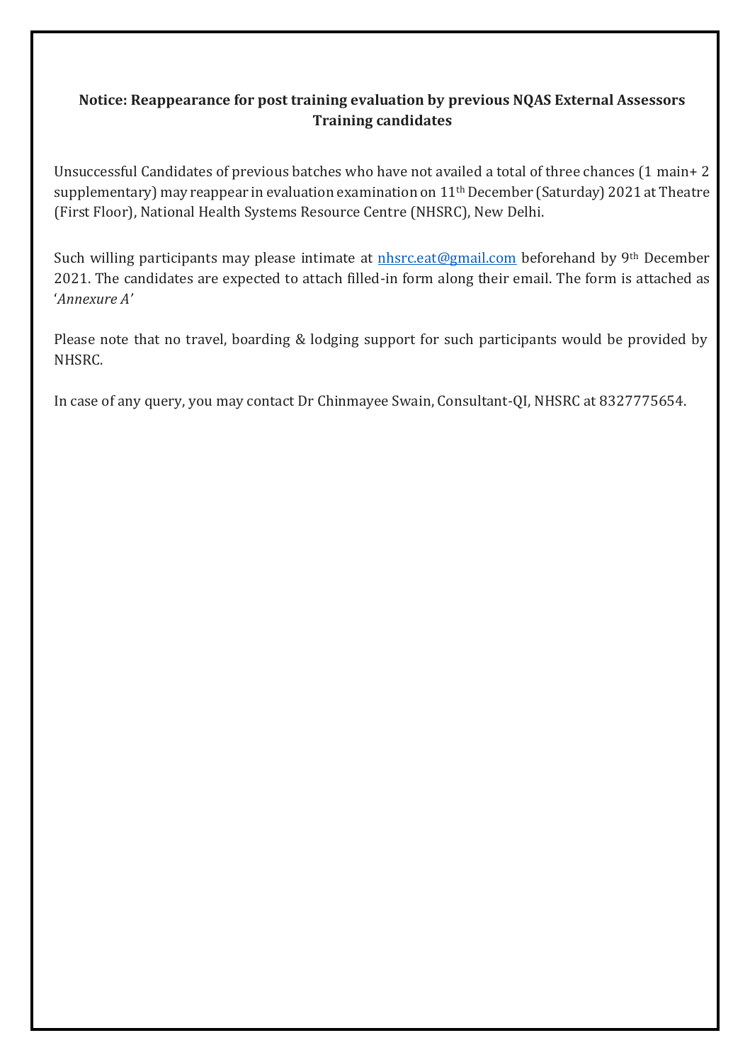**Notice: Reappearance for post training evaluation by previous NQAS External Assessors Training candidates**

Unsuccessful Candidates of previous batches who have not availed a total of three chances (1 main+ 2 supplementary) may reappear in evaluation examination on 11th December (Saturday) 2021 at Theatre (First Floor), National Health Systems Resource Centre (NHSRC), New Delhi.

Such willing participants may please intimate at nhsrc.eat@gmail.com beforehand by 9th December 2021. The candidates are expected to attach filled-in form along their email. The form is attached as '*Annexure A'*

Please note that no travel, boarding & lodging support for such participants would be provided by NHSRC.

In case of any query, you may contact Dr Chinmayee Swain, Consultant-QI, NHSRC at 8327775654.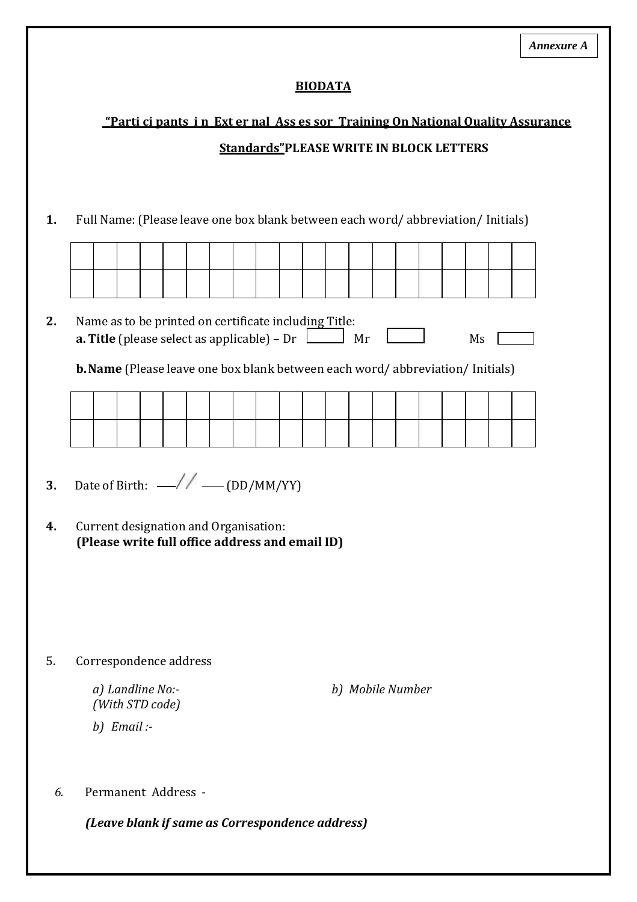*Annexure A*

## BIODATA

**"Participants in External Assessor Training On National Quality Assurance Standards"PLEASE WRITE IN BLOCK LETTERS**

**1.** Full Name: (Please leave one box blank between each word/ abbreviation/ Initials)

| | | | | | | | | | | | | | | | | | | | |
|---|---|---|---|---|---|---|---|---|---|---|---|---|---|---|---|---|---|---|---|
| | | | | | | | | | | | | | | | | | | | |

**2.** Name as to be printed on certificate including Title:

**a. Title** (please select as applicable) – Dr ☐ Mr ☐ Ms ☐

**b. Name** (Please leave one box blank between each word/ abbreviation/ Initials)

| | | | | | | | | | | | | | | | | | | | |
|---|---|---|---|---|---|---|---|---|---|---|---|---|---|---|---|---|---|---|---|
| | | | | | | | | | | | | | | | | | | | |

**3.** Date of Birth: ___/___/___ (DD/MM/YY)

**4.** Current designation and Organisation:
**(Please write full office address and email ID)**

5. Correspondence address

*a) Landline No:-*
*(With STD code)*

*b) Mobile Number*

*b) Email :-*

*6.* Permanent Address -

***(Leave blank if same as Correspondence address)***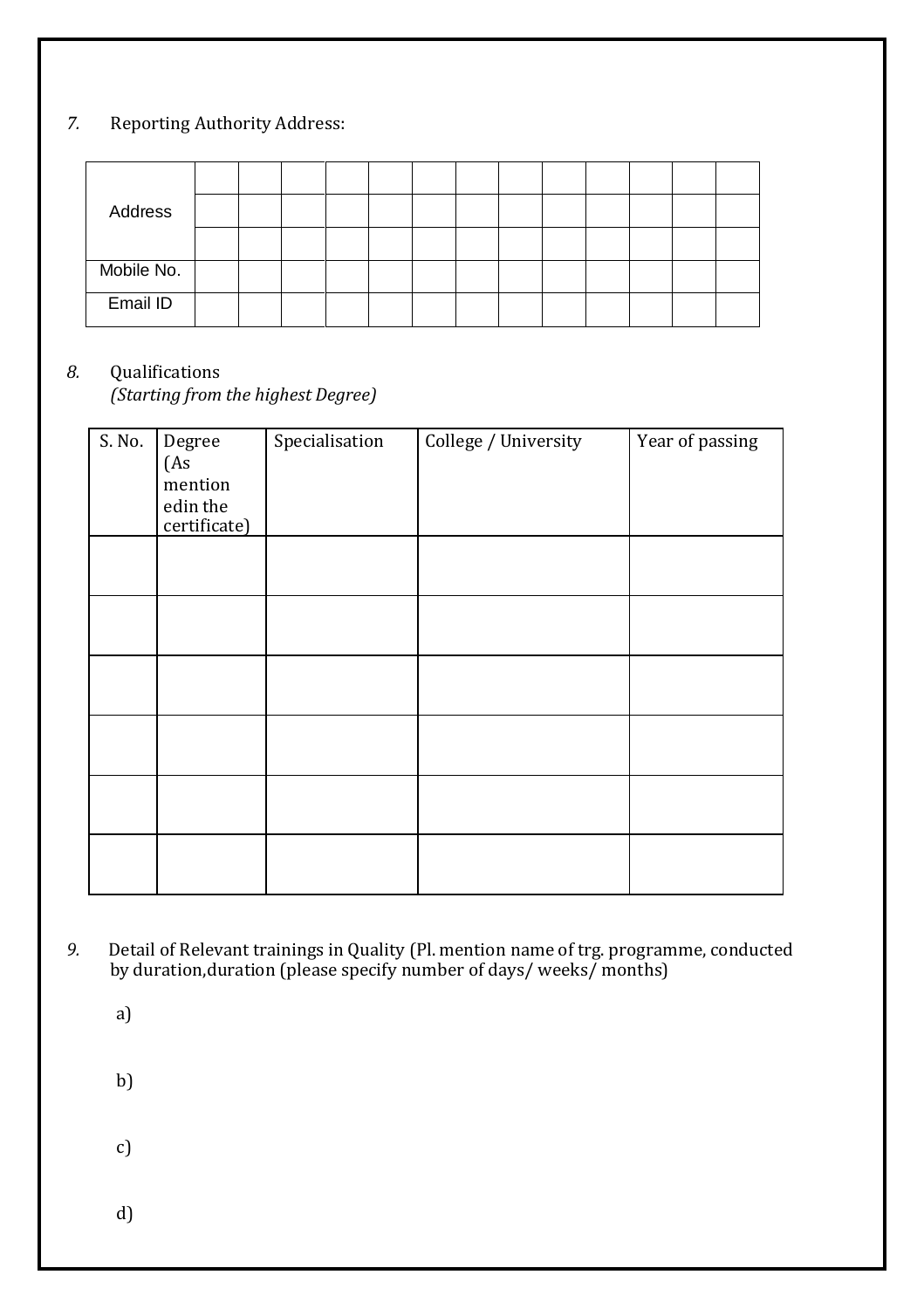7. Reporting Authority Address:

| | | | | | | | | | | | | | |
|---|---|---|---|---|---|---|---|---|---|---|---|---|---|
| Address | | | | | | | | | | | | | |
| | | | | | | | | | | | | | |
| | | | | | | | | | | | | | |
| Mobile No. | | | | | | | | | | | | | |
| Email ID | | | | | | | | | | | | | |

8. Qualifications
*(Starting from the highest Degree)*

| S. No. | Degree (As mention edin the certificate) | Specialisation | College / University | Year of passing |
|---|---|---|---|---|
| | | | | |
| | | | | |
| | | | | |
| | | | | |
| | | | | |
| | | | | |

9. Detail of Relevant trainings in Quality (Pl. mention name of trg. programme, conducted by duration,duration (please specify number of days/ weeks/ months)

a)

b)

c)

d)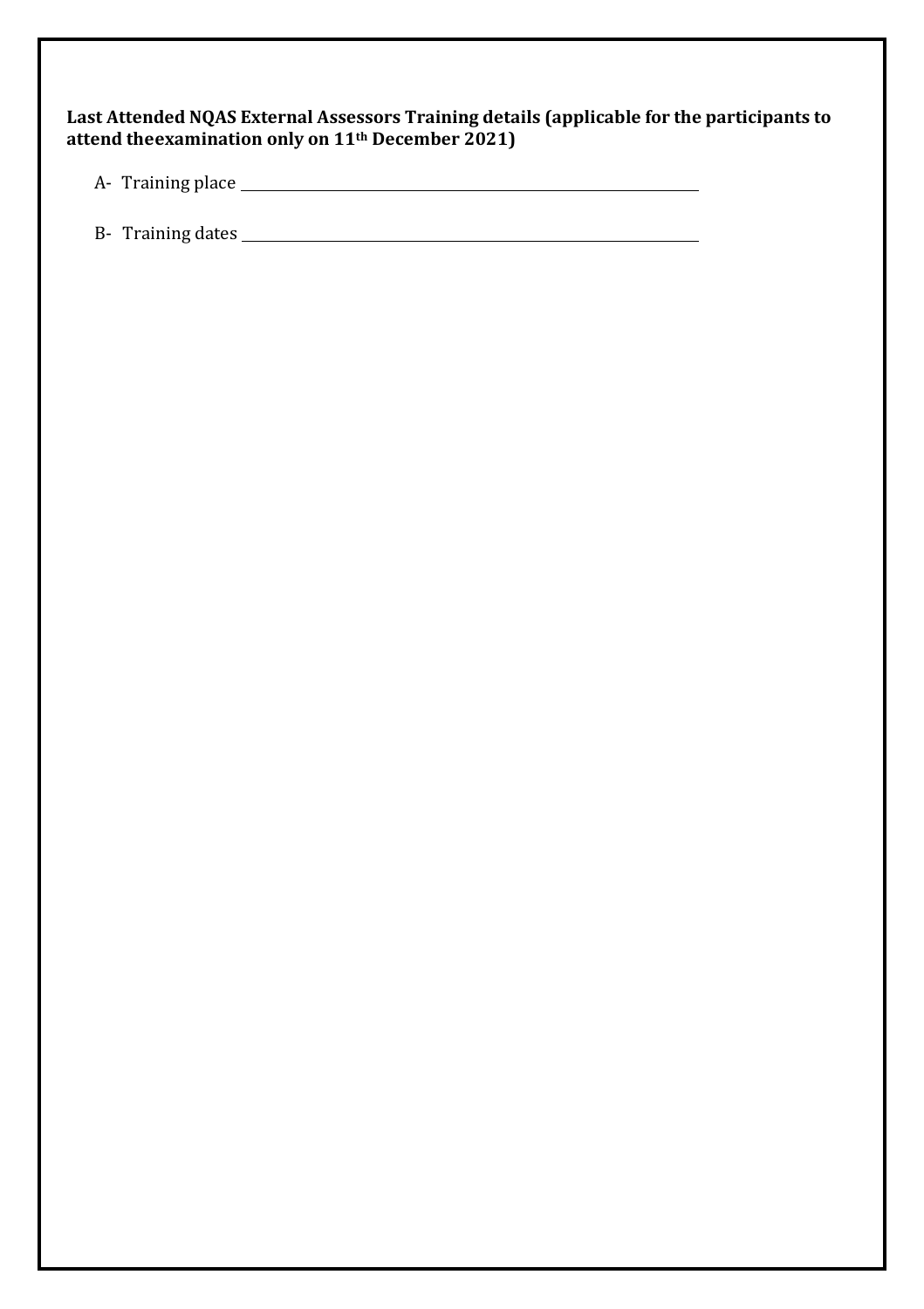**Last Attended NQAS External Assessors Training details (applicable for the participants to attend theexamination only on 11th December 2021)**

A- Training place \_\_\_\_\_\_\_\_\_\_\_\_\_\_\_\_\_\_\_\_\_\_\_\_\_\_\_\_\_\_\_\_\_\_\_\_\_\_\_\_\_\_\_\_\_\_\_\_

B- Training dates \_\_\_\_\_\_\_\_\_\_\_\_\_\_\_\_\_\_\_\_\_\_\_\_\_\_\_\_\_\_\_\_\_\_\_\_\_\_\_\_\_\_\_\_\_\_\_\_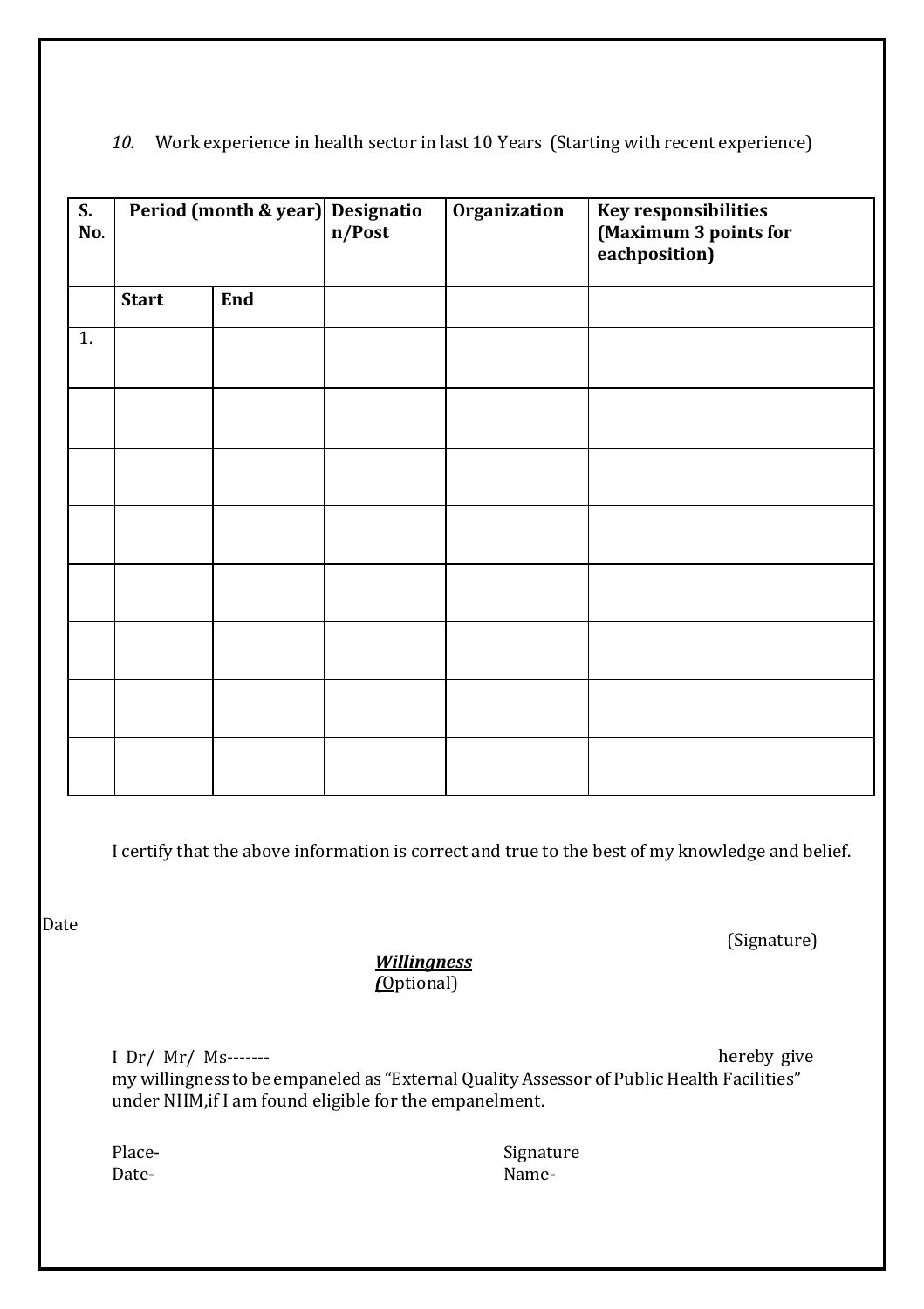*10.* Work experience in health sector in last 10 Years (Starting with recent experience)

| **S. No.** | **Period (month & year)** | | **Designation/Post** | **Organization** | **Key responsibilities (Maximum 3 points for eachposition)** |
|---|---|---|---|---|---|
| | **Start** | **End** | | | |
| 1. | | | | | |
| | | | | | |
| | | | | | |
| | | | | | |
| | | | | | |
| | | | | | |
| | | | | | |
| | | | | | |

I certify that the above information is correct and true to the best of my knowledge and belief.

Date

(Signature)

***Willingness***
***(***Optional)

I Dr/ Mr/ Ms------- hereby give my willingness to be empaneled as "External Quality Assessor of Public Health Facilities" under NHM,if I am found eligible for the empanelment.

Place-
Date-

Signature
Name-